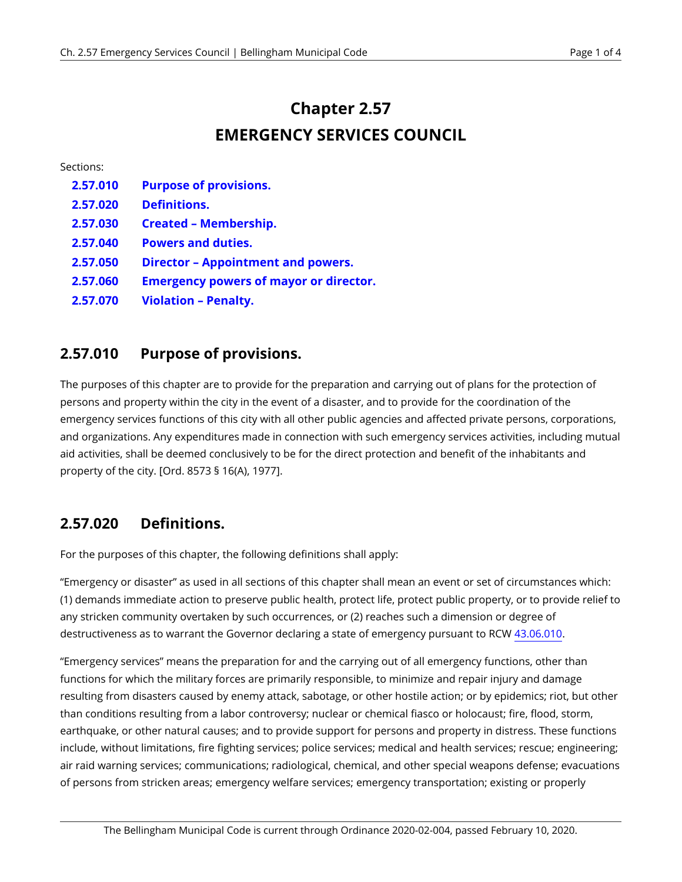# Chapter 2.57
# EMERGENCY SERVICES COUNCIL

Sections:

- **2.57.010** **Purpose of provisions.**
- **2.57.020** **Definitions.**
- **2.57.030** **Created – Membership.**
- **2.57.040** **Powers and duties.**
- **2.57.050** **Director – Appointment and powers.**
- **2.57.060** **Emergency powers of mayor or director.**
- **2.57.070** **Violation – Penalty.**

## 2.57.010 Purpose of provisions.

The purposes of this chapter are to provide for the preparation and carrying out of plans for the protection of persons and property within the city in the event of a disaster, and to provide for the coordination of the emergency services functions of this city with all other public agencies and affected private persons, corporations, and organizations. Any expenditures made in connection with such emergency services activities, including mutual aid activities, shall be deemed conclusively to be for the direct protection and benefit of the inhabitants and property of the city. [Ord. 8573 § 16(A), 1977].

## 2.57.020 Definitions.

For the purposes of this chapter, the following definitions shall apply:

"Emergency or disaster" as used in all sections of this chapter shall mean an event or set of circumstances which: (1) demands immediate action to preserve public health, protect life, protect public property, or to provide relief to any stricken community overtaken by such occurrences, or (2) reaches such a dimension or degree of destructiveness as to warrant the Governor declaring a state of emergency pursuant to RCW 43.06.010.

"Emergency services" means the preparation for and the carrying out of all emergency functions, other than functions for which the military forces are primarily responsible, to minimize and repair injury and damage resulting from disasters caused by enemy attack, sabotage, or other hostile action; or by epidemics; riot, but other than conditions resulting from a labor controversy; nuclear or chemical fiasco or holocaust; fire, flood, storm, earthquake, or other natural causes; and to provide support for persons and property in distress. These functions include, without limitations, fire fighting services; police services; medical and health services; rescue; engineering; air raid warning services; communications; radiological, chemical, and other special weapons defense; evacuations of persons from stricken areas; emergency welfare services; emergency transportation; existing or properly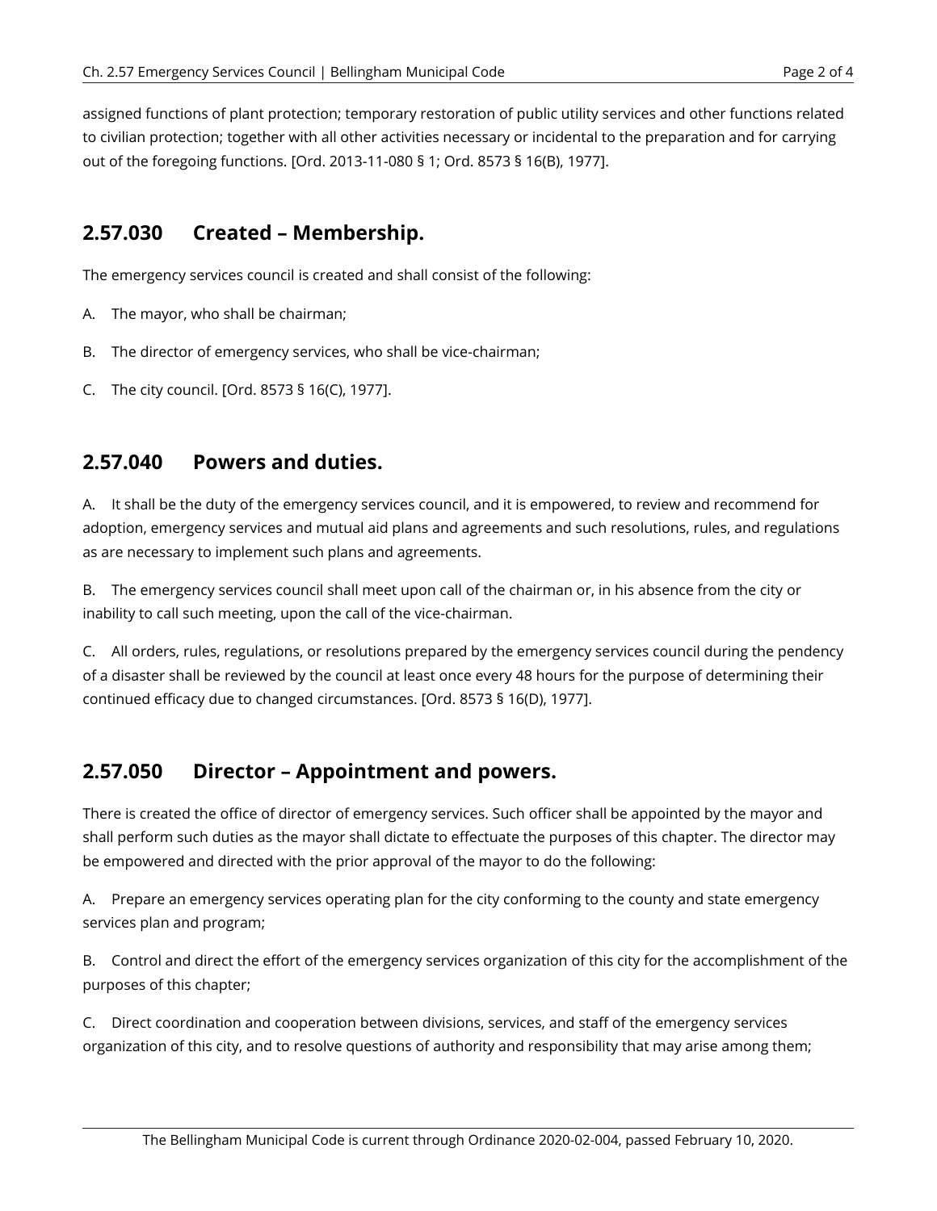assigned functions of plant protection; temporary restoration of public utility services and other functions related to civilian protection; together with all other activities necessary or incidental to the preparation and for carrying out of the foregoing functions. [Ord. 2013-11-080 § 1; Ord. 8573 § 16(B), 1977].

## 2.57.030 Created – Membership.

The emergency services council is created and shall consist of the following:

A. The mayor, who shall be chairman;

B. The director of emergency services, who shall be vice-chairman;

C. The city council. [Ord. 8573 § 16(C), 1977].

## 2.57.040 Powers and duties.

A. It shall be the duty of the emergency services council, and it is empowered, to review and recommend for adoption, emergency services and mutual aid plans and agreements and such resolutions, rules, and regulations as are necessary to implement such plans and agreements.

B. The emergency services council shall meet upon call of the chairman or, in his absence from the city or inability to call such meeting, upon the call of the vice-chairman.

C. All orders, rules, regulations, or resolutions prepared by the emergency services council during the pendency of a disaster shall be reviewed by the council at least once every 48 hours for the purpose of determining their continued efficacy due to changed circumstances. [Ord. 8573 § 16(D), 1977].

## 2.57.050 Director – Appointment and powers.

There is created the office of director of emergency services. Such officer shall be appointed by the mayor and shall perform such duties as the mayor shall dictate to effectuate the purposes of this chapter. The director may be empowered and directed with the prior approval of the mayor to do the following:

A. Prepare an emergency services operating plan for the city conforming to the county and state emergency services plan and program;

B. Control and direct the effort of the emergency services organization of this city for the accomplishment of the purposes of this chapter;

C. Direct coordination and cooperation between divisions, services, and staff of the emergency services organization of this city, and to resolve questions of authority and responsibility that may arise among them;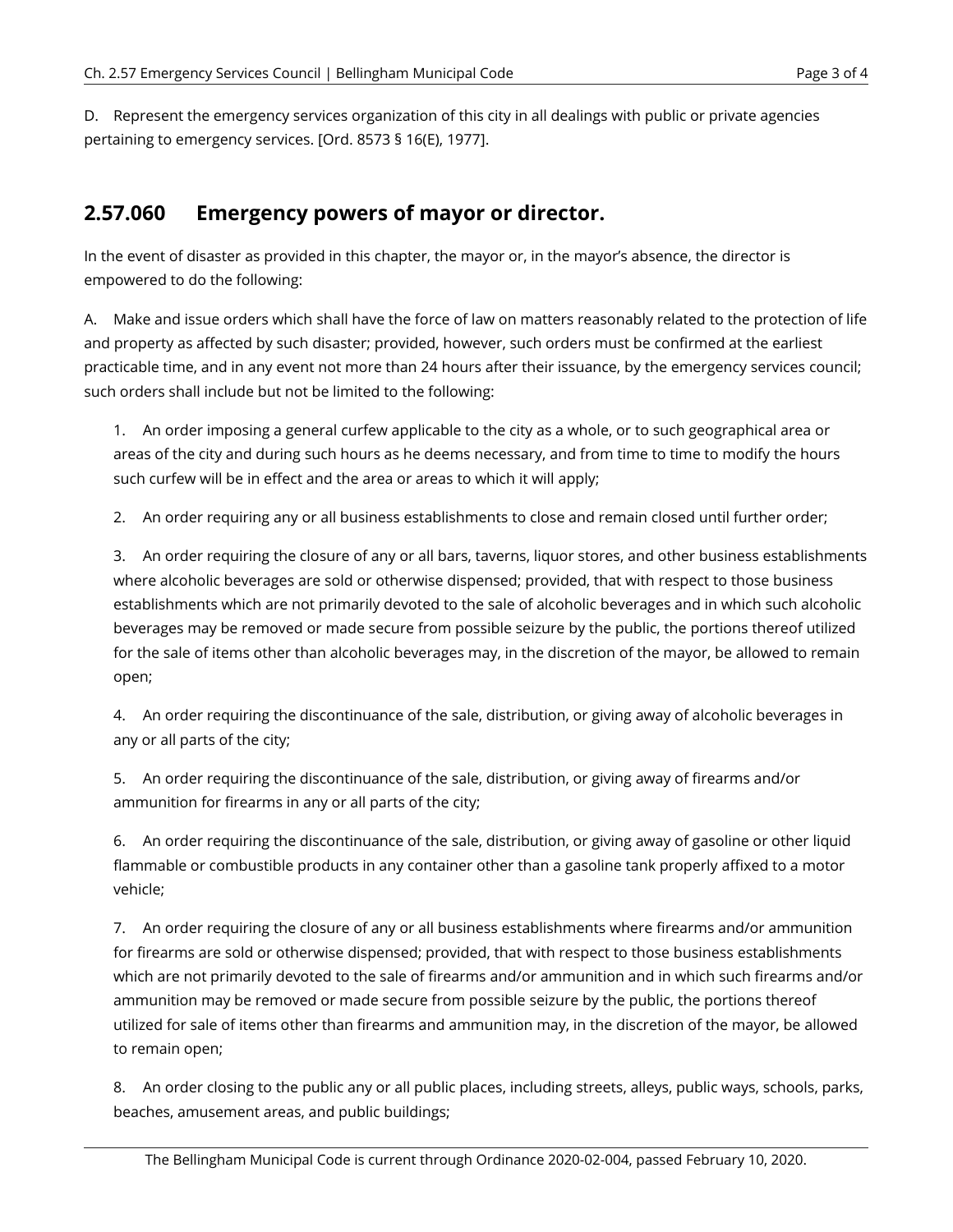D. Represent the emergency services organization of this city in all dealings with public or private agencies pertaining to emergency services. [Ord. 8573 § 16(E), 1977].

## 2.57.060 Emergency powers of mayor or director.

In the event of disaster as provided in this chapter, the mayor or, in the mayor's absence, the director is empowered to do the following:

A. Make and issue orders which shall have the force of law on matters reasonably related to the protection of life and property as affected by such disaster; provided, however, such orders must be confirmed at the earliest practicable time, and in any event not more than 24 hours after their issuance, by the emergency services council; such orders shall include but not be limited to the following:

1. An order imposing a general curfew applicable to the city as a whole, or to such geographical area or areas of the city and during such hours as he deems necessary, and from time to time to modify the hours such curfew will be in effect and the area or areas to which it will apply;

2. An order requiring any or all business establishments to close and remain closed until further order;

3. An order requiring the closure of any or all bars, taverns, liquor stores, and other business establishments where alcoholic beverages are sold or otherwise dispensed; provided, that with respect to those business establishments which are not primarily devoted to the sale of alcoholic beverages and in which such alcoholic beverages may be removed or made secure from possible seizure by the public, the portions thereof utilized for the sale of items other than alcoholic beverages may, in the discretion of the mayor, be allowed to remain open;

4. An order requiring the discontinuance of the sale, distribution, or giving away of alcoholic beverages in any or all parts of the city;

5. An order requiring the discontinuance of the sale, distribution, or giving away of firearms and/or ammunition for firearms in any or all parts of the city;

6. An order requiring the discontinuance of the sale, distribution, or giving away of gasoline or other liquid flammable or combustible products in any container other than a gasoline tank properly affixed to a motor vehicle;

7. An order requiring the closure of any or all business establishments where firearms and/or ammunition for firearms are sold or otherwise dispensed; provided, that with respect to those business establishments which are not primarily devoted to the sale of firearms and/or ammunition and in which such firearms and/or ammunition may be removed or made secure from possible seizure by the public, the portions thereof utilized for sale of items other than firearms and ammunition may, in the discretion of the mayor, be allowed to remain open;

8. An order closing to the public any or all public places, including streets, alleys, public ways, schools, parks, beaches, amusement areas, and public buildings;

The Bellingham Municipal Code is current through Ordinance 2020-02-004, passed February 10, 2020.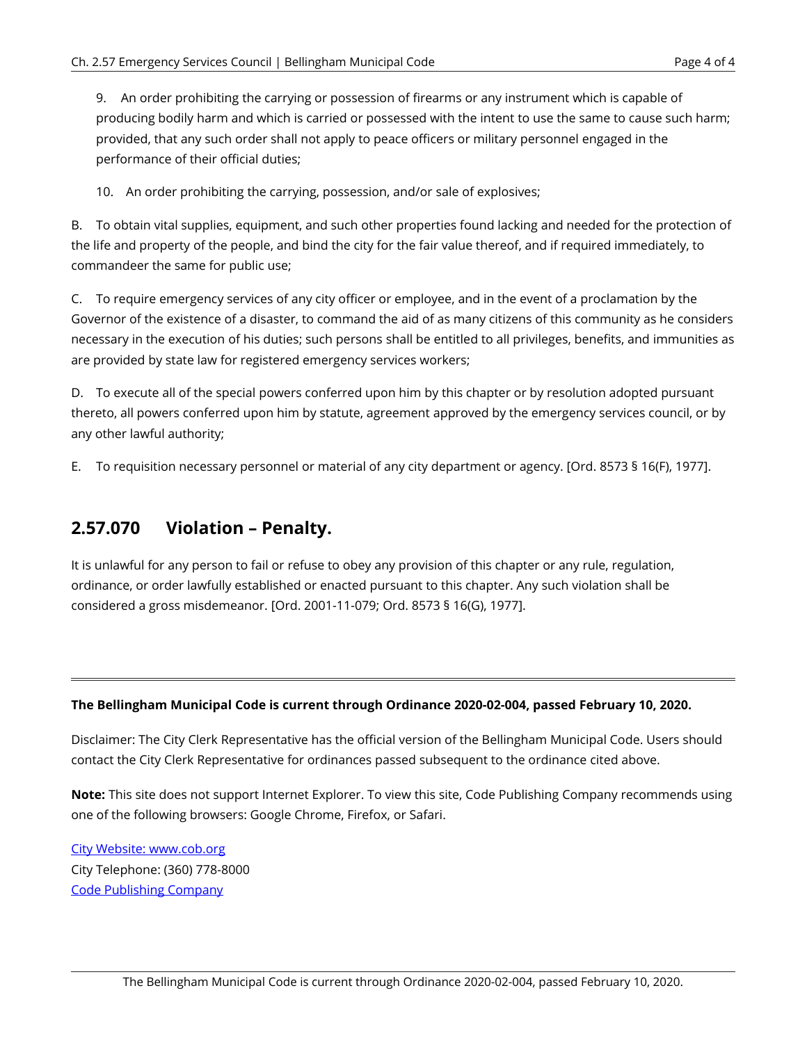9. An order prohibiting the carrying or possession of firearms or any instrument which is capable of producing bodily harm and which is carried or possessed with the intent to use the same to cause such harm; provided, that any such order shall not apply to peace officers or military personnel engaged in the performance of their official duties;

10. An order prohibiting the carrying, possession, and/or sale of explosives;

B. To obtain vital supplies, equipment, and such other properties found lacking and needed for the protection of the life and property of the people, and bind the city for the fair value thereof, and if required immediately, to commandeer the same for public use;

C. To require emergency services of any city officer or employee, and in the event of a proclamation by the Governor of the existence of a disaster, to command the aid of as many citizens of this community as he considers necessary in the execution of his duties; such persons shall be entitled to all privileges, benefits, and immunities as are provided by state law for registered emergency services workers;

D. To execute all of the special powers conferred upon him by this chapter or by resolution adopted pursuant thereto, all powers conferred upon him by statute, agreement approved by the emergency services council, or by any other lawful authority;

E. To requisition necessary personnel or material of any city department or agency. [Ord. 8573 § 16(F), 1977].

## 2.57.070 Violation – Penalty.

It is unlawful for any person to fail or refuse to obey any provision of this chapter or any rule, regulation, ordinance, or order lawfully established or enacted pursuant to this chapter. Any such violation shall be considered a gross misdemeanor. [Ord. 2001-11-079; Ord. 8573 § 16(G), 1977].

---

**The Bellingham Municipal Code is current through Ordinance 2020-02-004, passed February 10, 2020.**

Disclaimer: The City Clerk Representative has the official version of the Bellingham Municipal Code. Users should contact the City Clerk Representative for ordinances passed subsequent to the ordinance cited above.

**Note:** This site does not support Internet Explorer. To view this site, Code Publishing Company recommends using one of the following browsers: Google Chrome, Firefox, or Safari.

City Website: www.cob.org
City Telephone: (360) 778-8000
Code Publishing Company